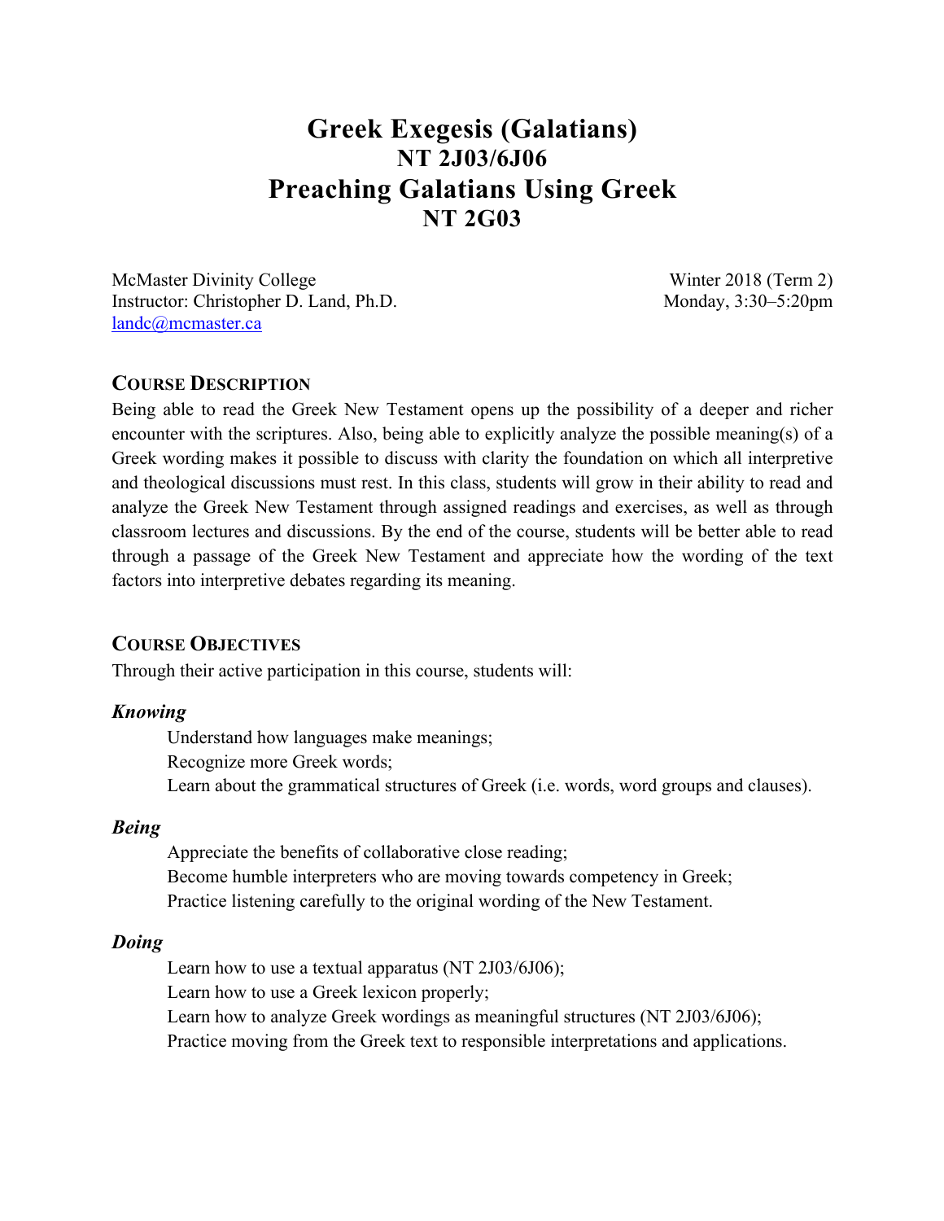# Greek Exegesis (Galatians)
## NT 2J03/6J06
# Preaching Galatians Using Greek
## NT 2G03

McMaster Divinity College
Instructor: Christopher D. Land, Ph.D.
landc@mcmaster.ca

Winter 2018 (Term 2)
Monday, 3:30–5:20pm

### COURSE DESCRIPTION

Being able to read the Greek New Testament opens up the possibility of a deeper and richer encounter with the scriptures. Also, being able to explicitly analyze the possible meaning(s) of a Greek wording makes it possible to discuss with clarity the foundation on which all interpretive and theological discussions must rest. In this class, students will grow in their ability to read and analyze the Greek New Testament through assigned readings and exercises, as well as through classroom lectures and discussions. By the end of the course, students will be better able to read through a passage of the Greek New Testament and appreciate how the wording of the text factors into interpretive debates regarding its meaning.

### COURSE OBJECTIVES

Through their active participation in this course, students will:

***Knowing***

Understand how languages make meanings;
Recognize more Greek words;
Learn about the grammatical structures of Greek (i.e. words, word groups and clauses).

***Being***

Appreciate the benefits of collaborative close reading;
Become humble interpreters who are moving towards competency in Greek;
Practice listening carefully to the original wording of the New Testament.

***Doing***

Learn how to use a textual apparatus (NT 2J03/6J06);
Learn how to use a Greek lexicon properly;
Learn how to analyze Greek wordings as meaningful structures (NT 2J03/6J06);
Practice moving from the Greek text to responsible interpretations and applications.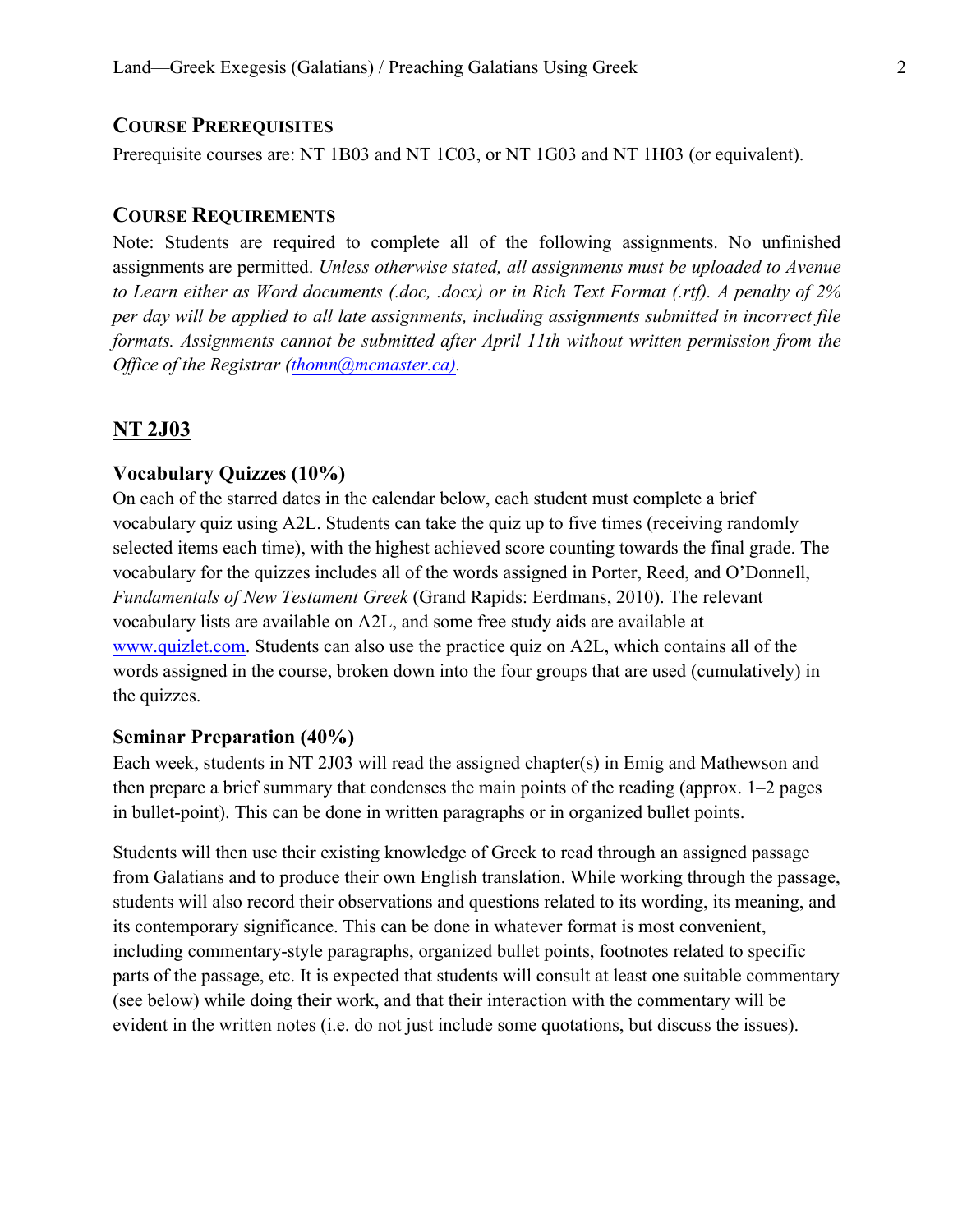### Course Prerequisites

Prerequisite courses are: NT 1B03 and NT 1C03, or NT 1G03 and NT 1H03 (or equivalent).

### Course Requirements

Note: Students are required to complete all of the following assignments. No unfinished assignments are permitted. *Unless otherwise stated, all assignments must be uploaded to Avenue to Learn either as Word documents (.doc, .docx) or in Rich Text Format (.rtf). A penalty of 2% per day will be applied to all late assignments, including assignments submitted in incorrect file formats. Assignments cannot be submitted after April 11th without written permission from the Office of the Registrar ([thomn@mcmaster.ca](mailto:thomn@mcmaster.ca)).*

## NT 2J03

### Vocabulary Quizzes (10%)

On each of the starred dates in the calendar below, each student must complete a brief vocabulary quiz using A2L. Students can take the quiz up to five times (receiving randomly selected items each time), with the highest achieved score counting towards the final grade. The vocabulary for the quizzes includes all of the words assigned in Porter, Reed, and O'Donnell, *Fundamentals of New Testament Greek* (Grand Rapids: Eerdmans, 2010). The relevant vocabulary lists are available on A2L, and some free study aids are available at [www.quizlet.com](http://www.quizlet.com). Students can also use the practice quiz on A2L, which contains all of the words assigned in the course, broken down into the four groups that are used (cumulatively) in the quizzes.

### Seminar Preparation (40%)

Each week, students in NT 2J03 will read the assigned chapter(s) in Emig and Mathewson and then prepare a brief summary that condenses the main points of the reading (approx. 1–2 pages in bullet-point). This can be done in written paragraphs or in organized bullet points.

Students will then use their existing knowledge of Greek to read through an assigned passage from Galatians and to produce their own English translation. While working through the passage, students will also record their observations and questions related to its wording, its meaning, and its contemporary significance. This can be done in whatever format is most convenient, including commentary-style paragraphs, organized bullet points, footnotes related to specific parts of the passage, etc. It is expected that students will consult at least one suitable commentary (see below) while doing their work, and that their interaction with the commentary will be evident in the written notes (i.e. do not just include some quotations, but discuss the issues).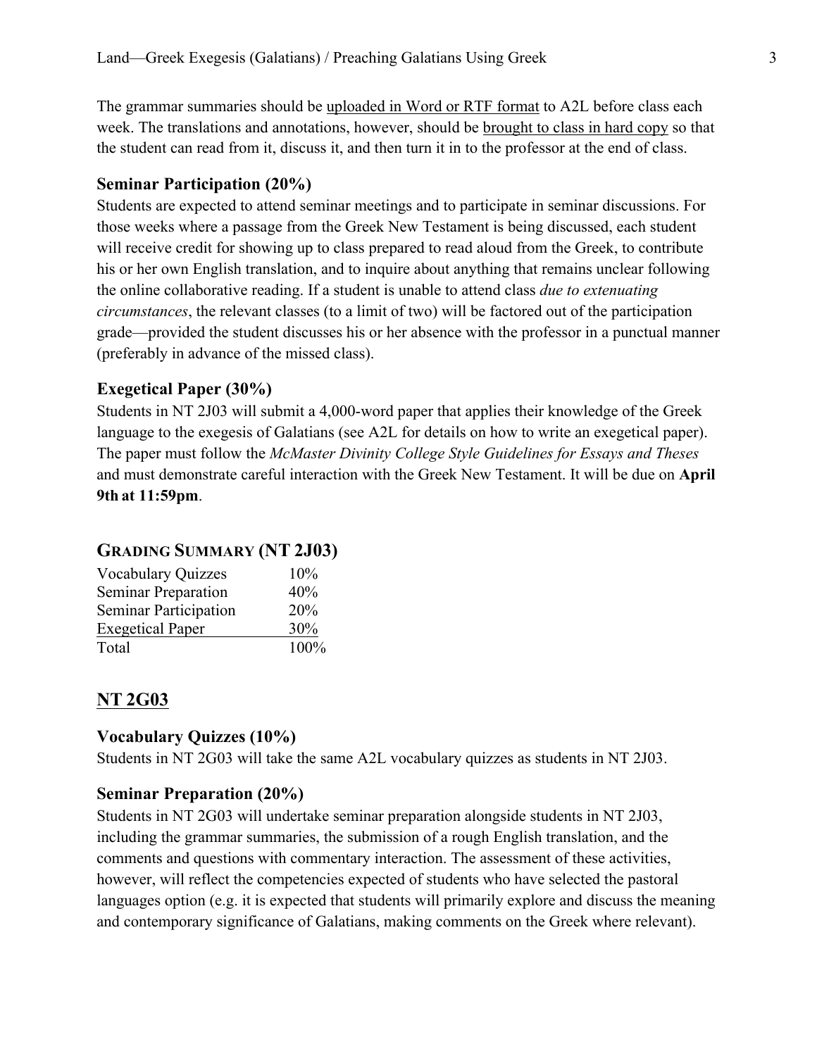The grammar summaries should be uploaded in Word or RTF format to A2L before class each week. The translations and annotations, however, should be brought to class in hard copy so that the student can read from it, discuss it, and then turn it in to the professor at the end of class.

### Seminar Participation (20%)

Students are expected to attend seminar meetings and to participate in seminar discussions. For those weeks where a passage from the Greek New Testament is being discussed, each student will receive credit for showing up to class prepared to read aloud from the Greek, to contribute his or her own English translation, and to inquire about anything that remains unclear following the online collaborative reading. If a student is unable to attend class *due to extenuating circumstances*, the relevant classes (to a limit of two) will be factored out of the participation grade—provided the student discusses his or her absence with the professor in a punctual manner (preferably in advance of the missed class).

### Exegetical Paper (30%)

Students in NT 2J03 will submit a 4,000-word paper that applies their knowledge of the Greek language to the exegesis of Galatians (see A2L for details on how to write an exegetical paper). The paper must follow the *McMaster Divinity College Style Guidelines for Essays and Theses* and must demonstrate careful interaction with the Greek New Testament. It will be due on **April 9th at 11:59pm**.

### GRADING SUMMARY (NT 2J03)

| | |
|---|---|
| Vocabulary Quizzes | 10% |
| Seminar Preparation | 40% |
| Seminar Participation | 20% |
| Exegetical Paper | 30% |
| Total | 100% |

## NT 2G03

### Vocabulary Quizzes (10%)

Students in NT 2G03 will take the same A2L vocabulary quizzes as students in NT 2J03.

### Seminar Preparation (20%)

Students in NT 2G03 will undertake seminar preparation alongside students in NT 2J03, including the grammar summaries, the submission of a rough English translation, and the comments and questions with commentary interaction. The assessment of these activities, however, will reflect the competencies expected of students who have selected the pastoral languages option (e.g. it is expected that students will primarily explore and discuss the meaning and contemporary significance of Galatians, making comments on the Greek where relevant).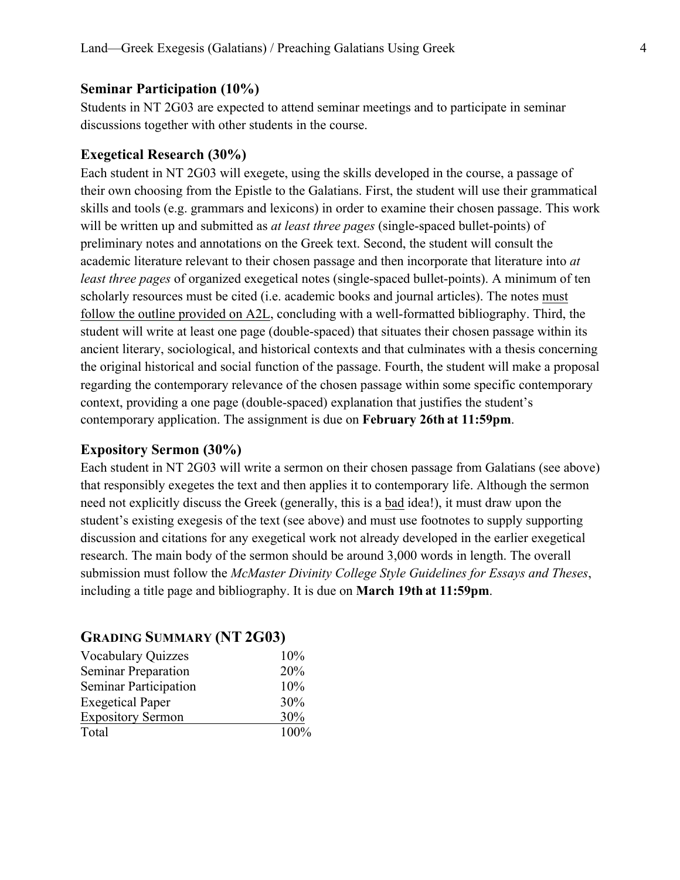### Seminar Participation (10%)

Students in NT 2G03 are expected to attend seminar meetings and to participate in seminar discussions together with other students in the course.

### Exegetical Research (30%)

Each student in NT 2G03 will exegete, using the skills developed in the course, a passage of their own choosing from the Epistle to the Galatians. First, the student will use their grammatical skills and tools (e.g. grammars and lexicons) in order to examine their chosen passage. This work will be written up and submitted as *at least three pages* (single-spaced bullet-points) of preliminary notes and annotations on the Greek text. Second, the student will consult the academic literature relevant to their chosen passage and then incorporate that literature into *at least three pages* of organized exegetical notes (single-spaced bullet-points). A minimum of ten scholarly resources must be cited (i.e. academic books and journal articles). The notes <u>must follow the outline provided on A2L</u>, concluding with a well-formatted bibliography. Third, the student will write at least one page (double-spaced) that situates their chosen passage within its ancient literary, sociological, and historical contexts and that culminates with a thesis concerning the original historical and social function of the passage. Fourth, the student will make a proposal regarding the contemporary relevance of the chosen passage within some specific contemporary context, providing a one page (double-spaced) explanation that justifies the student's contemporary application. The assignment is due on **February 26th at 11:59pm**.

### Expository Sermon (30%)

Each student in NT 2G03 will write a sermon on their chosen passage from Galatians (see above) that responsibly exegetes the text and then applies it to contemporary life. Although the sermon need not explicitly discuss the Greek (generally, this is a <u>bad</u> idea!), it must draw upon the student's existing exegesis of the text (see above) and must use footnotes to supply supporting discussion and citations for any exegetical work not already developed in the earlier exegetical research. The main body of the sermon should be around 3,000 words in length. The overall submission must follow the *McMaster Divinity College Style Guidelines for Essays and Theses*, including a title page and bibliography. It is due on **March 19th at 11:59pm**.

## GRADING SUMMARY (NT 2G03)

| | |
|---|---|
| Vocabulary Quizzes | 10% |
| Seminar Preparation | 20% |
| Seminar Participation | 10% |
| Exegetical Paper | 30% |
| Expository Sermon | 30% |
| Total | 100% |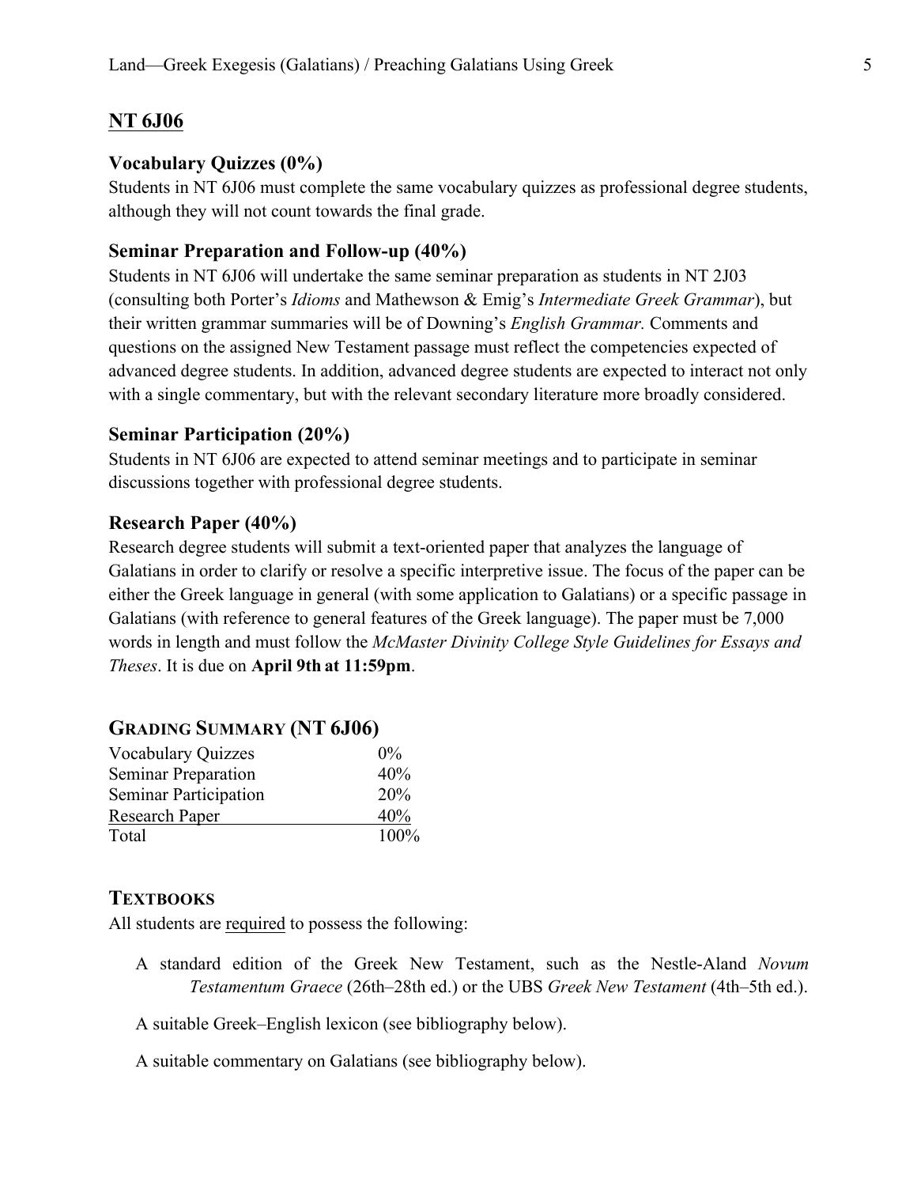## NT 6J06

### Vocabulary Quizzes (0%)

Students in NT 6J06 must complete the same vocabulary quizzes as professional degree students, although they will not count towards the final grade.

### Seminar Preparation and Follow-up (40%)

Students in NT 6J06 will undertake the same seminar preparation as students in NT 2J03 (consulting both Porter's *Idioms* and Mathewson & Emig's *Intermediate Greek Grammar*), but their written grammar summaries will be of Downing's *English Grammar.* Comments and questions on the assigned New Testament passage must reflect the competencies expected of advanced degree students. In addition, advanced degree students are expected to interact not only with a single commentary, but with the relevant secondary literature more broadly considered.

### Seminar Participation (20%)

Students in NT 6J06 are expected to attend seminar meetings and to participate in seminar discussions together with professional degree students.

### Research Paper (40%)

Research degree students will submit a text-oriented paper that analyzes the language of Galatians in order to clarify or resolve a specific interpretive issue. The focus of the paper can be either the Greek language in general (with some application to Galatians) or a specific passage in Galatians (with reference to general features of the Greek language). The paper must be 7,000 words in length and must follow the *McMaster Divinity College Style Guidelines for Essays and Theses*. It is due on **April 9th at 11:59pm**.

## GRADING SUMMARY (NT 6J06)

| | |
|---|---|
| Vocabulary Quizzes | 0% |
| Seminar Preparation | 40% |
| Seminar Participation | 20% |
| Research Paper | 40% |
| Total | 100% |

## TEXTBOOKS

All students are required to possess the following:

A standard edition of the Greek New Testament, such as the Nestle-Aland *Novum Testamentum Graece* (26th–28th ed.) or the UBS *Greek New Testament* (4th–5th ed.).

A suitable Greek–English lexicon (see bibliography below).

A suitable commentary on Galatians (see bibliography below).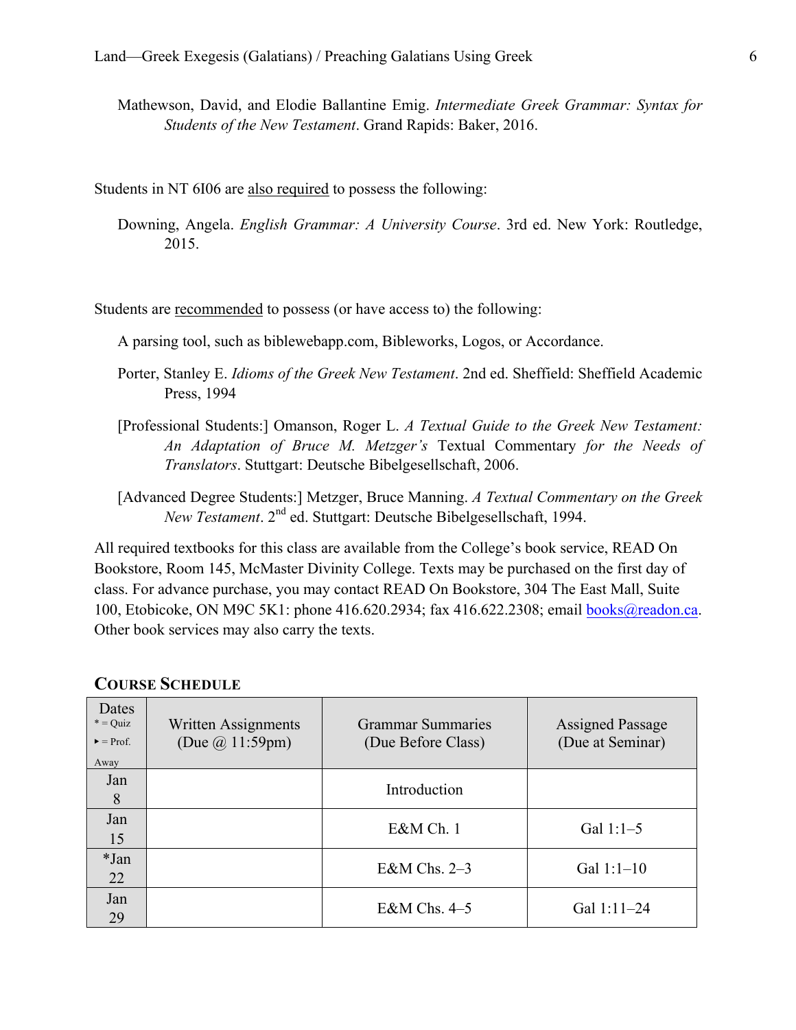Mathewson, David, and Elodie Ballantine Emig. *Intermediate Greek Grammar: Syntax for Students of the New Testament*. Grand Rapids: Baker, 2016.

Students in NT 6I06 are also required to possess the following:

Downing, Angela. *English Grammar: A University Course*. 3rd ed. New York: Routledge, 2015.

Students are recommended to possess (or have access to) the following:

A parsing tool, such as biblewebapp.com, Bibleworks, Logos, or Accordance.

Porter, Stanley E. *Idioms of the Greek New Testament*. 2nd ed. Sheffield: Sheffield Academic Press, 1994

[Professional Students:] Omanson, Roger L. *A Textual Guide to the Greek New Testament: An Adaptation of Bruce M. Metzger's* Textual Commentary *for the Needs of Translators*. Stuttgart: Deutsche Bibelgesellschaft, 2006.

[Advanced Degree Students:] Metzger, Bruce Manning. *A Textual Commentary on the Greek New Testament*. 2nd ed. Stuttgart: Deutsche Bibelgesellschaft, 1994.

All required textbooks for this class are available from the College's book service, READ On Bookstore, Room 145, McMaster Divinity College. Texts may be purchased on the first day of class. For advance purchase, you may contact READ On Bookstore, 304 The East Mall, Suite 100, Etobicoke, ON M9C 5K1: phone 416.620.2934; fax 416.622.2308; email books@readon.ca. Other book services may also carry the texts.

## COURSE SCHEDULE

| Dates<br>* = Quiz<br>▸ = Prof. Away | Written Assignments (Due @ 11:59pm) | Grammar Summaries (Due Before Class) | Assigned Passage (Due at Seminar) |
|---|---|---|---|
| Jan 8 | | Introduction | |
| Jan 15 | | E&M Ch. 1 | Gal 1:1–5 |
| *Jan 22 | | E&M Chs. 2–3 | Gal 1:1–10 |
| Jan 29 | | E&M Chs. 4–5 | Gal 1:11–24 |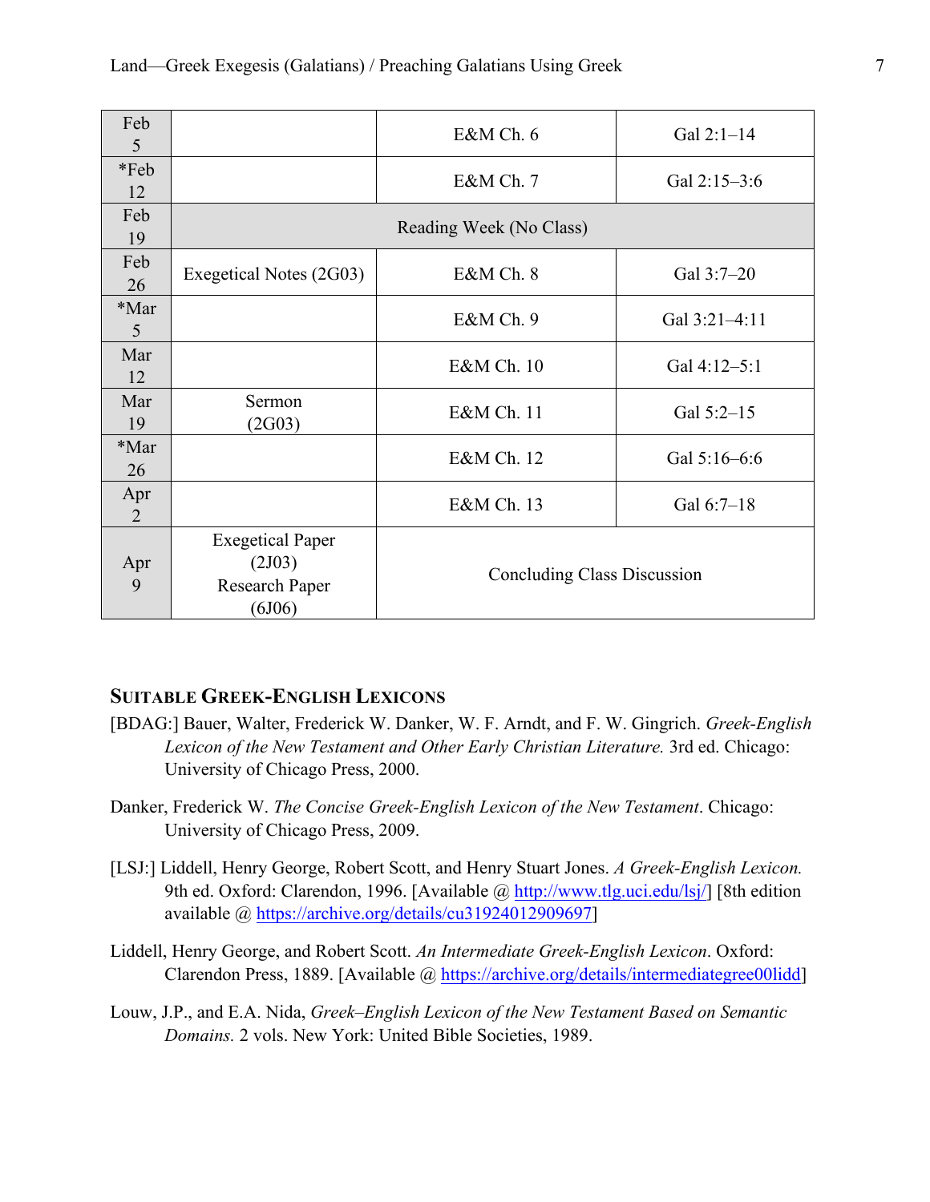| | | | |
|---|---|---|---|
| Feb 5 | | E&M Ch. 6 | Gal 2:1–14 |
| *Feb 12 | | E&M Ch. 7 | Gal 2:15–3:6 |
| Feb 19 | Reading Week (No Class) | | |
| Feb 26 | Exegetical Notes (2G03) | E&M Ch. 8 | Gal 3:7–20 |
| *Mar 5 | | E&M Ch. 9 | Gal 3:21–4:11 |
| Mar 12 | | E&M Ch. 10 | Gal 4:12–5:1 |
| Mar 19 | Sermon (2G03) | E&M Ch. 11 | Gal 5:2–15 |
| *Mar 26 | | E&M Ch. 12 | Gal 5:16–6:6 |
| Apr 2 | | E&M Ch. 13 | Gal 6:7–18 |
| Apr 9 | Exegetical Paper (2J03) Research Paper (6J06) | Concluding Class Discussion | |

### Suitable Greek-English Lexicons

[BDAG:] Bauer, Walter, Frederick W. Danker, W. F. Arndt, and F. W. Gingrich. *Greek-English Lexicon of the New Testament and Other Early Christian Literature.* 3rd ed. Chicago: University of Chicago Press, 2000.

Danker, Frederick W. *The Concise Greek-English Lexicon of the New Testament*. Chicago: University of Chicago Press, 2009.

[LSJ:] Liddell, Henry George, Robert Scott, and Henry Stuart Jones. *A Greek-English Lexicon.* 9th ed. Oxford: Clarendon, 1996. [Available @ http://www.tlg.uci.edu/lsj/] [8th edition available @ https://archive.org/details/cu31924012909697]

Liddell, Henry George, and Robert Scott. *An Intermediate Greek-English Lexicon*. Oxford: Clarendon Press, 1889. [Available @ https://archive.org/details/intermediategree00lidd]

Louw, J.P., and E.A. Nida, *Greek–English Lexicon of the New Testament Based on Semantic Domains.* 2 vols. New York: United Bible Societies, 1989.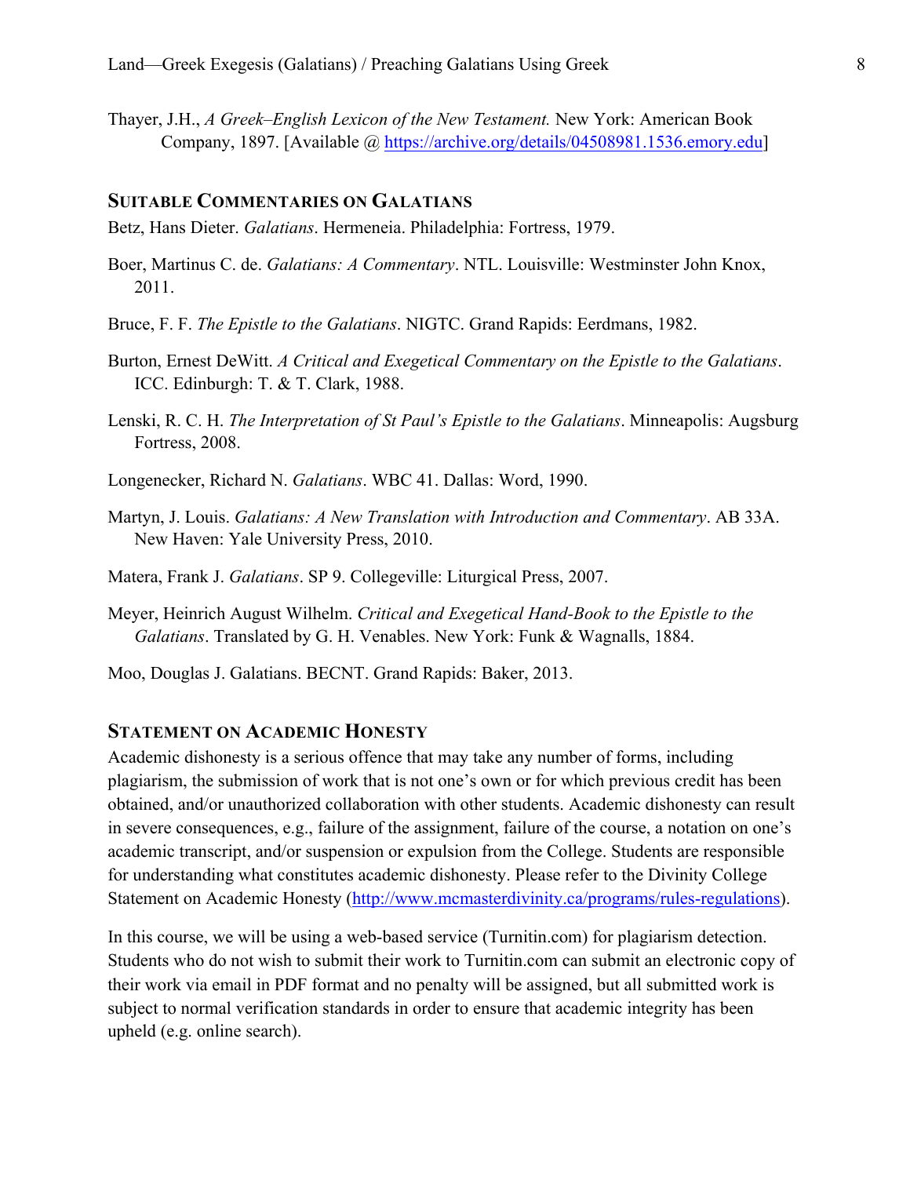Thayer, J.H., *A Greek–English Lexicon of the New Testament.* New York: American Book Company, 1897. [Available @ https://archive.org/details/04508981.1536.emory.edu]

## SUITABLE COMMENTARIES ON GALATIANS

Betz, Hans Dieter. *Galatians*. Hermeneia. Philadelphia: Fortress, 1979.

Boer, Martinus C. de. *Galatians: A Commentary*. NTL. Louisville: Westminster John Knox, 2011.

Bruce, F. F. *The Epistle to the Galatians*. NIGTC. Grand Rapids: Eerdmans, 1982.

Burton, Ernest DeWitt. *A Critical and Exegetical Commentary on the Epistle to the Galatians*. ICC. Edinburgh: T. & T. Clark, 1988.

Lenski, R. C. H. *The Interpretation of St Paul's Epistle to the Galatians*. Minneapolis: Augsburg Fortress, 2008.

Longenecker, Richard N. *Galatians*. WBC 41. Dallas: Word, 1990.

Martyn, J. Louis. *Galatians: A New Translation with Introduction and Commentary*. AB 33A. New Haven: Yale University Press, 2010.

Matera, Frank J. *Galatians*. SP 9. Collegeville: Liturgical Press, 2007.

Meyer, Heinrich August Wilhelm. *Critical and Exegetical Hand-Book to the Epistle to the Galatians*. Translated by G. H. Venables. New York: Funk & Wagnalls, 1884.

Moo, Douglas J. Galatians. BECNT. Grand Rapids: Baker, 2013.

## STATEMENT ON ACADEMIC HONESTY

Academic dishonesty is a serious offence that may take any number of forms, including plagiarism, the submission of work that is not one's own or for which previous credit has been obtained, and/or unauthorized collaboration with other students. Academic dishonesty can result in severe consequences, e.g., failure of the assignment, failure of the course, a notation on one's academic transcript, and/or suspension or expulsion from the College. Students are responsible for understanding what constitutes academic dishonesty. Please refer to the Divinity College Statement on Academic Honesty (http://www.mcmasterdivinity.ca/programs/rules-regulations).

In this course, we will be using a web-based service (Turnitin.com) for plagiarism detection. Students who do not wish to submit their work to Turnitin.com can submit an electronic copy of their work via email in PDF format and no penalty will be assigned, but all submitted work is subject to normal verification standards in order to ensure that academic integrity has been upheld (e.g. online search).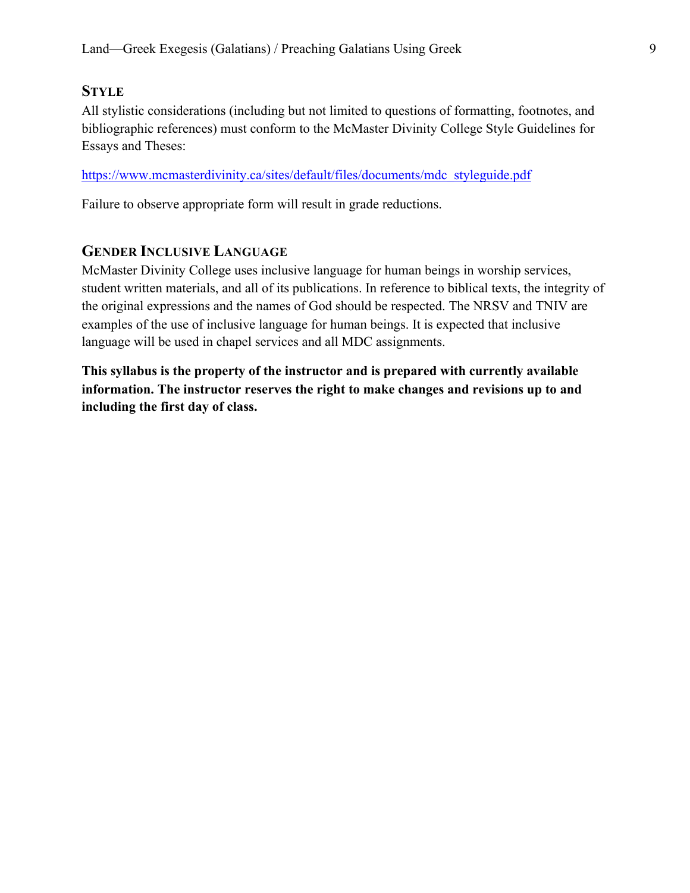## STYLE

All stylistic considerations (including but not limited to questions of formatting, footnotes, and bibliographic references) must conform to the McMaster Divinity College Style Guidelines for Essays and Theses:

https://www.mcmasterdivinity.ca/sites/default/files/documents/mdc_styleguide.pdf

Failure to observe appropriate form will result in grade reductions.

## GENDER INCLUSIVE LANGUAGE

McMaster Divinity College uses inclusive language for human beings in worship services, student written materials, and all of its publications. In reference to biblical texts, the integrity of the original expressions and the names of God should be respected. The NRSV and TNIV are examples of the use of inclusive language for human beings. It is expected that inclusive language will be used in chapel services and all MDC assignments.

**This syllabus is the property of the instructor and is prepared with currently available information. The instructor reserves the right to make changes and revisions up to and including the first day of class.**